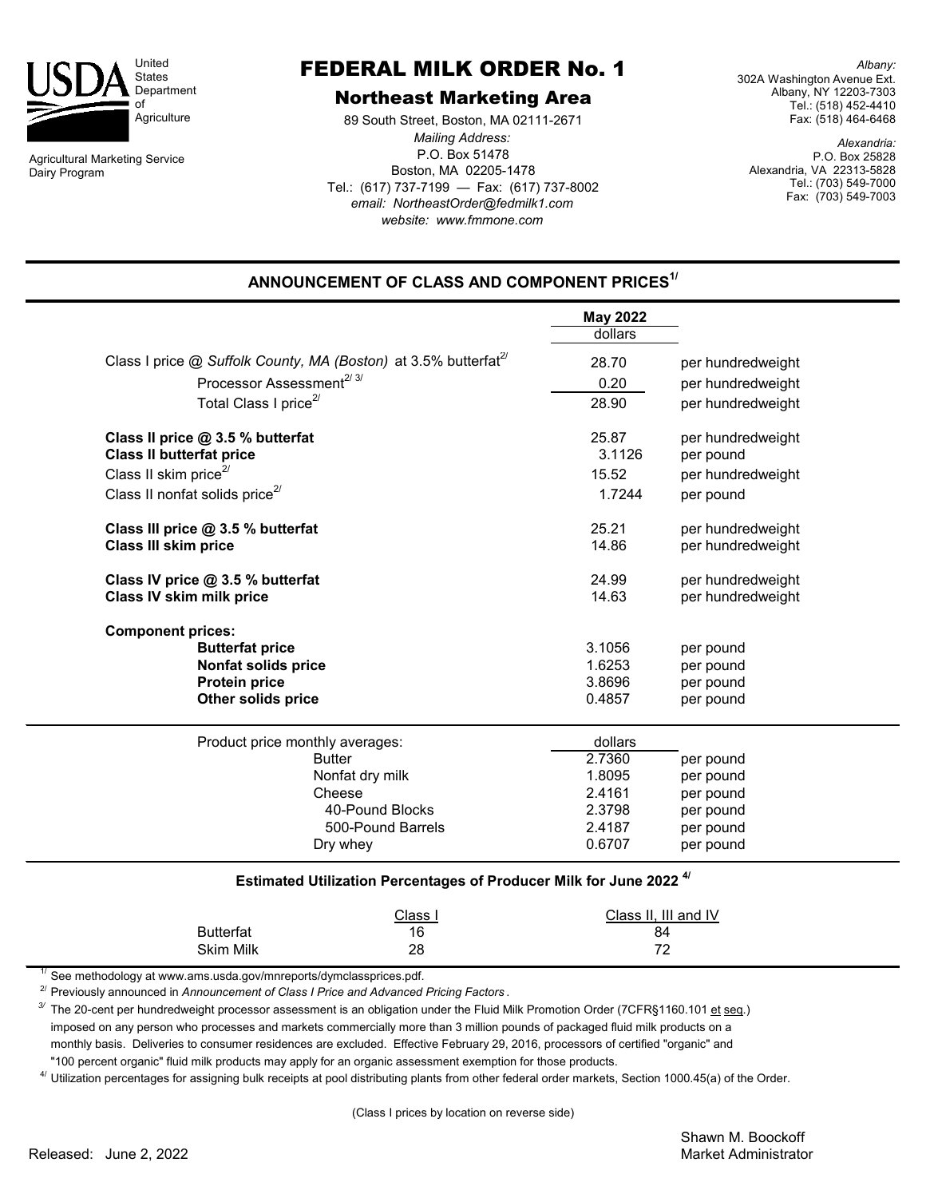United States Department of Agriculture

Agricultural Marketing Service
Dairy Program

# FEDERAL MILK ORDER No. 1

## Northeast Marketing Area

89 South Street, Boston, MA 02111-2671
*Mailing Address:*
P.O. Box 51478
Boston, MA 02205-1478
Tel.: (617) 737-7199 — Fax: (617) 737-8002
*email: NortheastOrder@fedmilk1.com*
*website: www.fmmone.com*

*Albany:*
302A Washington Avenue Ext.
Albany, NY 12203-7303
Tel.: (518) 452-4410
Fax: (518) 464-6468

*Alexandria:*
P.O. Box 25828
Alexandria, VA 22313-5828
Tel.: (703) 549-7000
Fax: (703) 549-7003

## ANNOUNCEMENT OF CLASS AND COMPONENT PRICES[1/]

| | May 2022 dollars | |
|---|---|---|
| Class I price @ *Suffolk County, MA (Boston)* at 3.5% butterfat[2/] | 28.70 | per hundredweight |
| Processor Assessment[2/ 3/] | 0.20 | per hundredweight |
| Total Class I price[2/] | 28.90 | per hundredweight |
| **Class II price @ 3.5 % butterfat** | 25.87 | per hundredweight |
| **Class II butterfat price** | 3.1126 | per pound |
| Class II skim price[2/] | 15.52 | per hundredweight |
| Class II nonfat solids price[2/] | 1.7244 | per pound |
| **Class III price @ 3.5 % butterfat** | 25.21 | per hundredweight |
| **Class III skim price** | 14.86 | per hundredweight |
| **Class IV price @ 3.5 % butterfat** | 24.99 | per hundredweight |
| **Class IV skim milk price** | 14.63 | per hundredweight |
| **Component prices:** | | |
| **Butterfat price** | 3.1056 | per pound |
| **Nonfat solids price** | 1.6253 | per pound |
| **Protein price** | 3.8696 | per pound |
| **Other solids price** | 0.4857 | per pound |

| Product price monthly averages: | dollars | |
|---|---|---|
| Butter | 2.7360 | per pound |
| Nonfat dry milk | 1.8095 | per pound |
| Cheese | 2.4161 | per pound |
| 40-Pound Blocks | 2.3798 | per pound |
| 500-Pound Barrels | 2.4187 | per pound |
| Dry whey | 0.6707 | per pound |

### Estimated Utilization Percentages of Producer Milk for June 2022 [4/]

| | Class I | Class II, III and IV |
|---|---|---|
| Butterfat | 16 | 84 |
| Skim Milk | 28 | 72 |

[1/] See methodology at www.ams.usda.gov/mnreports/dymclassprices.pdf.

[2/] Previously announced in *Announcement of Class I Price and Advanced Pricing Factors*.

[3/] The 20-cent per hundredweight processor assessment is an obligation under the Fluid Milk Promotion Order (7CFR§1160.101 et seq.) imposed on any person who processes and markets commercially more than 3 million pounds of packaged fluid milk products on a monthly basis. Deliveries to consumer residences are excluded. Effective February 29, 2016, processors of certified "organic" and "100 percent organic" fluid milk products may apply for an organic assessment exemption for those products.

[4/] Utilization percentages for assigning bulk receipts at pool distributing plants from other federal order markets, Section 1000.45(a) of the Order.

(Class I prices by location on reverse side)

Released: June 2, 2022

Shawn M. Boockoff
Market Administrator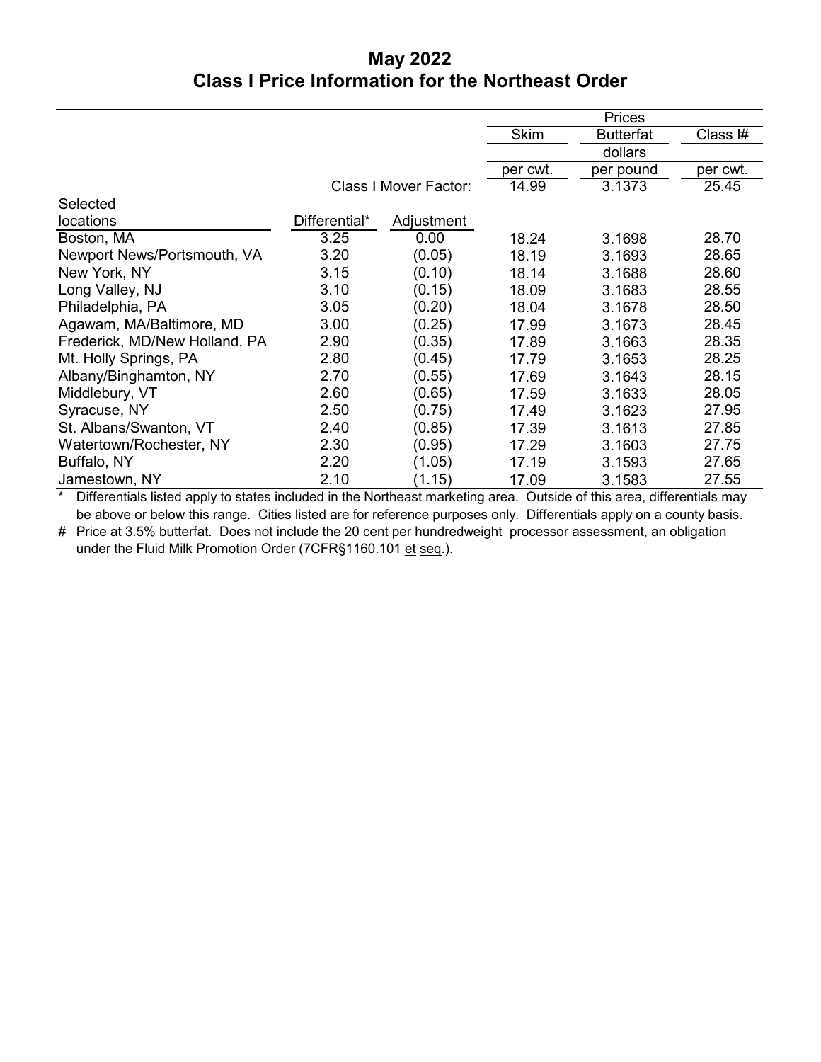# May 2022
## Class I Price Information for the Northeast Order

| | | | Prices | | |
|---|---|---|---|---|---|
| | | | Skim | Butterfat | Class I# |
| | | | | dollars | |
| | | | per cwt. | per pound | per cwt. |
| | | Class I Mover Factor: | 14.99 | 3.1373 | 25.45 |
| Selected locations | Differential* | Adjustment | | | |
| Boston, MA | 3.25 | 0.00 | 18.24 | 3.1698 | 28.70 |
| Newport News/Portsmouth, VA | 3.20 | (0.05) | 18.19 | 3.1693 | 28.65 |
| New York, NY | 3.15 | (0.10) | 18.14 | 3.1688 | 28.60 |
| Long Valley, NJ | 3.10 | (0.15) | 18.09 | 3.1683 | 28.55 |
| Philadelphia, PA | 3.05 | (0.20) | 18.04 | 3.1678 | 28.50 |
| Agawam, MA/Baltimore, MD | 3.00 | (0.25) | 17.99 | 3.1673 | 28.45 |
| Frederick, MD/New Holland, PA | 2.90 | (0.35) | 17.89 | 3.1663 | 28.35 |
| Mt. Holly Springs, PA | 2.80 | (0.45) | 17.79 | 3.1653 | 28.25 |
| Albany/Binghamton, NY | 2.70 | (0.55) | 17.69 | 3.1643 | 28.15 |
| Middlebury, VT | 2.60 | (0.65) | 17.59 | 3.1633 | 28.05 |
| Syracuse, NY | 2.50 | (0.75) | 17.49 | 3.1623 | 27.95 |
| St. Albans/Swanton, VT | 2.40 | (0.85) | 17.39 | 3.1613 | 27.85 |
| Watertown/Rochester, NY | 2.30 | (0.95) | 17.29 | 3.1603 | 27.75 |
| Buffalo, NY | 2.20 | (1.05) | 17.19 | 3.1593 | 27.65 |
| Jamestown, NY | 2.10 | (1.15) | 17.09 | 3.1583 | 27.55 |

\* Differentials listed apply to states included in the Northeast marketing area. Outside of this area, differentials may be above or below this range. Cities listed are for reference purposes only. Differentials apply on a county basis.

\# Price at 3.5% butterfat. Does not include the 20 cent per hundredweight processor assessment, an obligation under the Fluid Milk Promotion Order (7CFR§1160.101 et seq.).